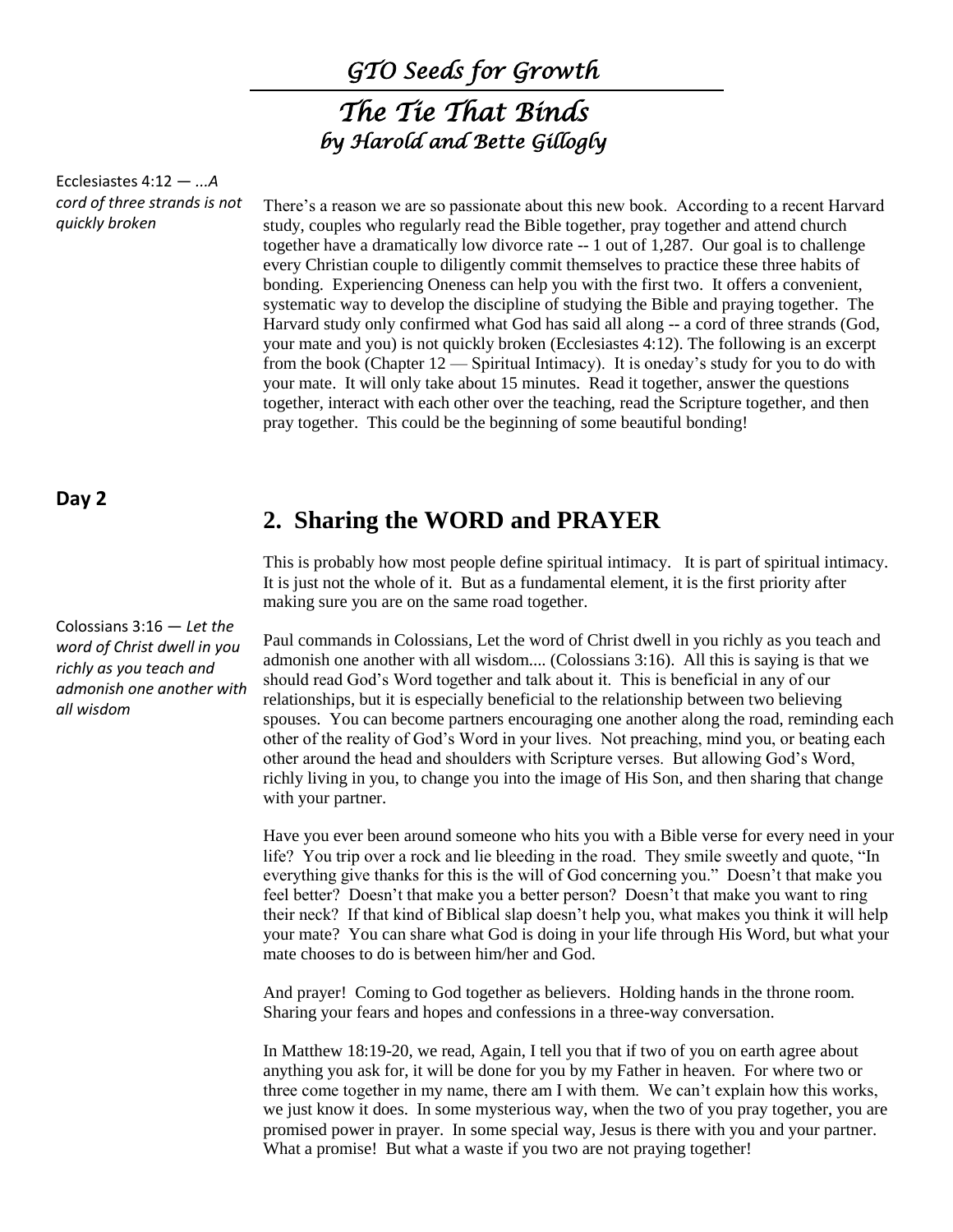# *GTO Seeds for Growth*

## *The Tie That Binds*
### *by Harold and Bette Gillogly*

Ecclesiastes 4:12 — *...A cord of three strands is not quickly broken*

There's a reason we are so passionate about this new book. According to a recent Harvard study, couples who regularly read the Bible together, pray together and attend church together have a dramatically low divorce rate -- 1 out of 1,287. Our goal is to challenge every Christian couple to diligently commit themselves to practice these three habits of bonding. Experiencing Oneness can help you with the first two. It offers a convenient, systematic way to develop the discipline of studying the Bible and praying together. The Harvard study only confirmed what God has said all along -- a cord of three strands (God, your mate and you) is not quickly broken (Ecclesiastes 4:12). The following is an excerpt from the book (Chapter 12 — Spiritual Intimacy). It is oneday's study for you to do with your mate. It will only take about 15 minutes. Read it together, answer the questions together, interact with each other over the teaching, read the Scripture together, and then pray together. This could be the beginning of some beautiful bonding!

**Day 2**

## 2. Sharing the WORD and PRAYER

This is probably how most people define spiritual intimacy. It is part of spiritual intimacy. It is just not the whole of it. But as a fundamental element, it is the first priority after making sure you are on the same road together.

Colossians 3:16 — *Let the word of Christ dwell in you richly as you teach and admonish one another with all wisdom*

Paul commands in Colossians, Let the word of Christ dwell in you richly as you teach and admonish one another with all wisdom.... (Colossians 3:16). All this is saying is that we should read God's Word together and talk about it. This is beneficial in any of our relationships, but it is especially beneficial to the relationship between two believing spouses. You can become partners encouraging one another along the road, reminding each other of the reality of God's Word in your lives. Not preaching, mind you, or beating each other around the head and shoulders with Scripture verses. But allowing God's Word, richly living in you, to change you into the image of His Son, and then sharing that change with your partner.

Have you ever been around someone who hits you with a Bible verse for every need in your life? You trip over a rock and lie bleeding in the road. They smile sweetly and quote, "In everything give thanks for this is the will of God concerning you." Doesn't that make you feel better? Doesn't that make you a better person? Doesn't that make you want to ring their neck? If that kind of Biblical slap doesn't help you, what makes you think it will help your mate? You can share what God is doing in your life through His Word, but what your mate chooses to do is between him/her and God.

And prayer! Coming to God together as believers. Holding hands in the throne room. Sharing your fears and hopes and confessions in a three-way conversation.

In Matthew 18:19-20, we read, Again, I tell you that if two of you on earth agree about anything you ask for, it will be done for you by my Father in heaven. For where two or three come together in my name, there am I with them. We can't explain how this works, we just know it does. In some mysterious way, when the two of you pray together, you are promised power in prayer. In some special way, Jesus is there with you and your partner. What a promise! But what a waste if you two are not praying together!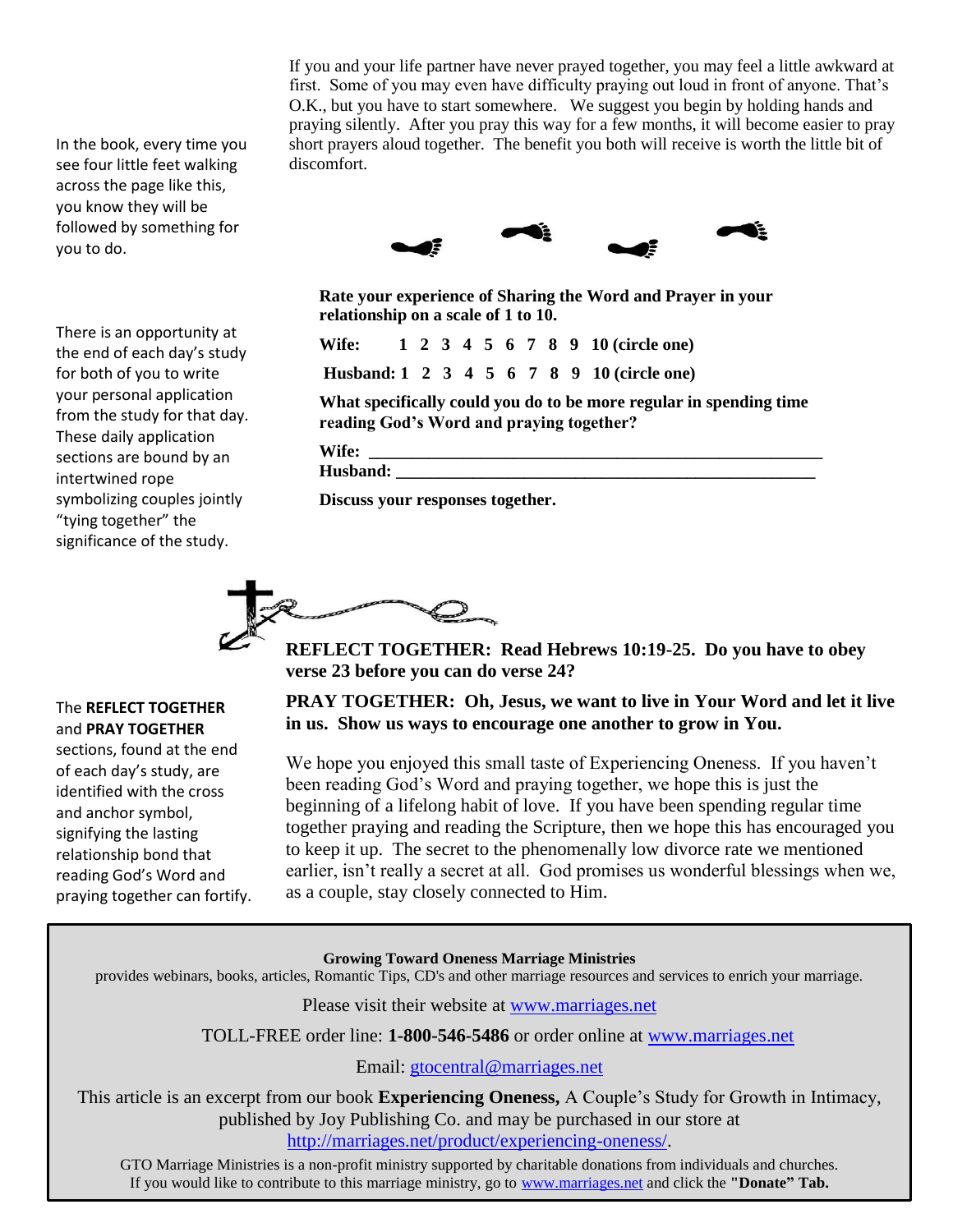If you and your life partner have never prayed together, you may feel a little awkward at first. Some of you may even have difficulty praying out loud in front of anyone. That's O.K., but you have to start somewhere. We suggest you begin by holding hands and praying silently. After you pray this way for a few months, it will become easier to pray short prayers aloud together. The benefit you both will receive is worth the little bit of discomfort.

In the book, every time you see four little feet walking across the page like this, you know they will be followed by something for you to do.

**Rate your experience of Sharing the Word and Prayer in your relationship on a scale of 1 to 10.**

**Wife: 1 2 3 4 5 6 7 8 9 10 (circle one)**

**Husband: 1 2 3 4 5 6 7 8 9 10 (circle one)**

**What specifically could you do to be more regular in spending time reading God's Word and praying together?**

**Wife: \_\_\_\_\_\_\_\_\_\_\_\_\_\_\_\_\_\_\_\_\_\_\_\_\_\_\_\_\_\_\_\_\_\_\_\_\_\_\_\_\_\_\_\_\_\_\_\_\_\_\_\_**

**Husband: \_\_\_\_\_\_\_\_\_\_\_\_\_\_\_\_\_\_\_\_\_\_\_\_\_\_\_\_\_\_\_\_\_\_\_\_\_\_\_\_\_\_\_\_\_\_\_\_\_\_**

**Discuss your responses together.**

There is an opportunity at the end of each day's study for both of you to write your personal application from the study for that day. These daily application sections are bound by an intertwined rope symbolizing couples jointly "tying together" the significance of the study.

**REFLECT TOGETHER: Read Hebrews 10:19-25. Do you have to obey verse 23 before you can do verse 24?**

**PRAY TOGETHER: Oh, Jesus, we want to live in Your Word and let it live in us. Show us ways to encourage one another to grow in You.**

The **REFLECT TOGETHER** and **PRAY TOGETHER** sections, found at the end of each day's study, are identified with the cross and anchor symbol, signifying the lasting relationship bond that reading God's Word and praying together can fortify.

We hope you enjoyed this small taste of Experiencing Oneness. If you haven't been reading God's Word and praying together, we hope this is just the beginning of a lifelong habit of love. If you have been spending regular time together praying and reading the Scripture, then we hope this has encouraged you to keep it up. The secret to the phenomenally low divorce rate we mentioned earlier, isn't really a secret at all. God promises us wonderful blessings when we, as a couple, stay closely connected to Him.

**Growing Toward Oneness Marriage Ministries**
provides webinars, books, articles, Romantic Tips, CD's and other marriage resources and services to enrich your marriage.

Please visit their website at www.marriages.net

TOLL-FREE order line: **1-800-546-5486** or order online at www.marriages.net

Email: gtocentral@marriages.net

This article is an excerpt from our book **Experiencing Oneness,** A Couple's Study for Growth in Intimacy, published by Joy Publishing Co. and may be purchased in our store at http://marriages.net/product/experiencing-oneness/.

GTO Marriage Ministries is a non-profit ministry supported by charitable donations from individuals and churches. If you would like to contribute to this marriage ministry, go to www.marriages.net and click the **"Donate" Tab.**